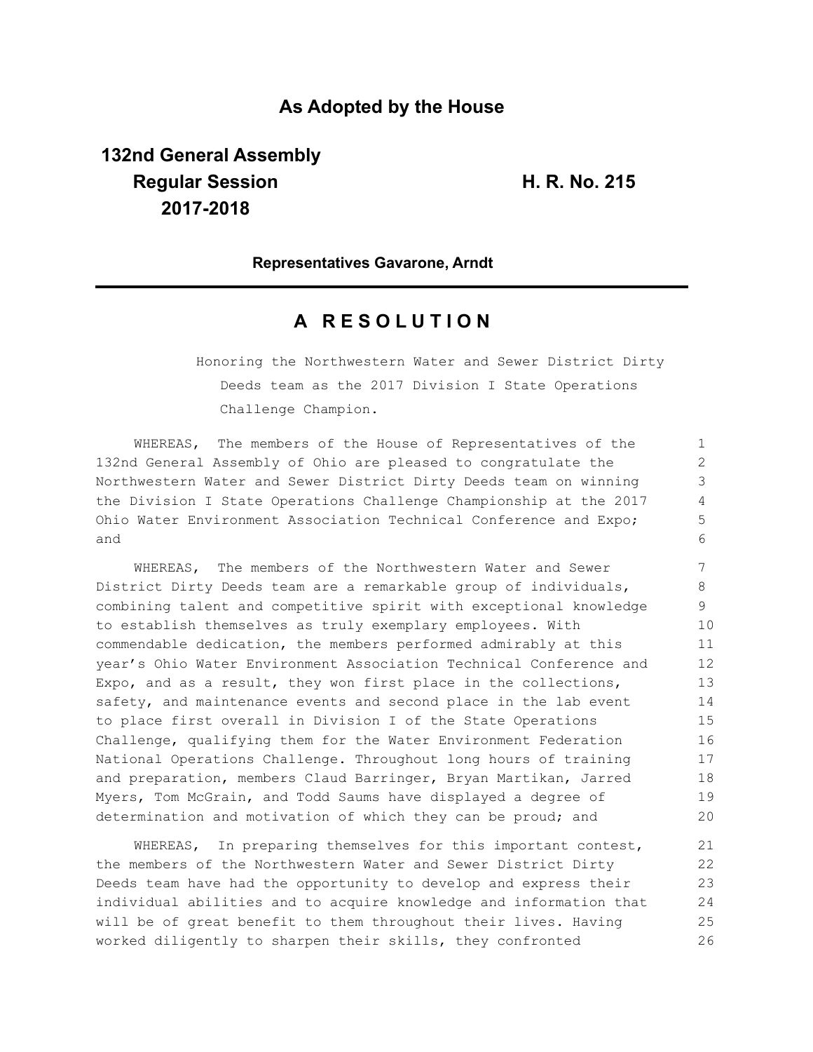# As Adopted by the House

**132nd General Assembly**
**Regular Session**
**2017-2018**

**H. R. No. 215**

**Representatives Gavarone, Arndt**

## A RESOLUTION

Honoring the Northwestern Water and Sewer District Dirty Deeds team as the 2017 Division I State Operations Challenge Champion.

WHEREAS, The members of the House of Representatives of the 132nd General Assembly of Ohio are pleased to congratulate the Northwestern Water and Sewer District Dirty Deeds team on winning the Division I State Operations Challenge Championship at the 2017 Ohio Water Environment Association Technical Conference and Expo; and

WHEREAS, The members of the Northwestern Water and Sewer District Dirty Deeds team are a remarkable group of individuals, combining talent and competitive spirit with exceptional knowledge to establish themselves as truly exemplary employees. With commendable dedication, the members performed admirably at this year's Ohio Water Environment Association Technical Conference and Expo, and as a result, they won first place in the collections, safety, and maintenance events and second place in the lab event to place first overall in Division I of the State Operations Challenge, qualifying them for the Water Environment Federation National Operations Challenge. Throughout long hours of training and preparation, members Claud Barringer, Bryan Martikan, Jarred Myers, Tom McGrain, and Todd Saums have displayed a degree of determination and motivation of which they can be proud; and

WHEREAS, In preparing themselves for this important contest, the members of the Northwestern Water and Sewer District Dirty Deeds team have had the opportunity to develop and express their individual abilities and to acquire knowledge and information that will be of great benefit to them throughout their lives. Having worked diligently to sharpen their skills, they confronted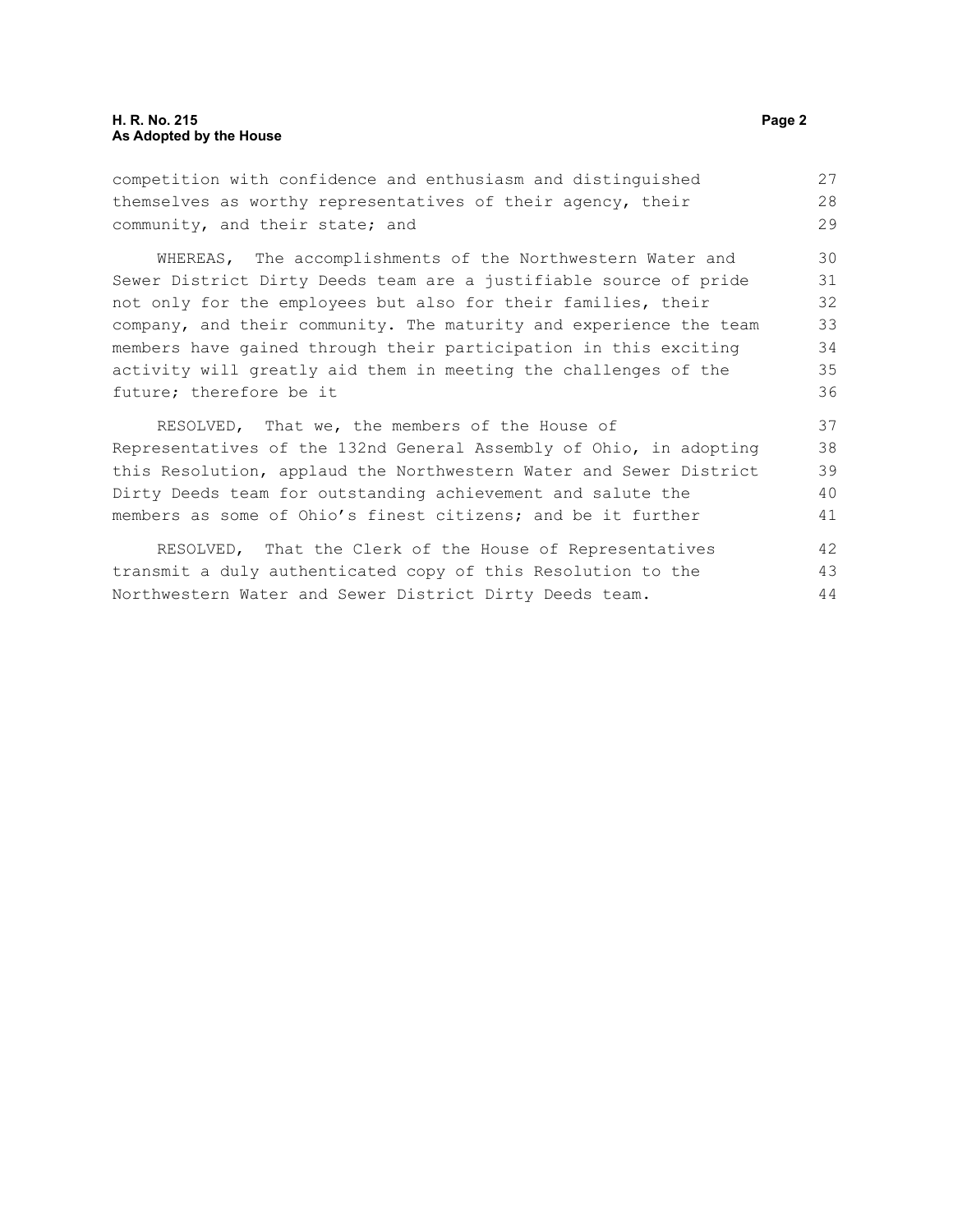competition with confidence and enthusiasm and distinguished themselves as worthy representatives of their agency, their community, and their state; and

WHEREAS, The accomplishments of the Northwestern Water and Sewer District Dirty Deeds team are a justifiable source of pride not only for the employees but also for their families, their company, and their community. The maturity and experience the team members have gained through their participation in this exciting activity will greatly aid them in meeting the challenges of the future; therefore be it

RESOLVED, That we, the members of the House of Representatives of the 132nd General Assembly of Ohio, in adopting this Resolution, applaud the Northwestern Water and Sewer District Dirty Deeds team for outstanding achievement and salute the members as some of Ohio's finest citizens; and be it further

RESOLVED, That the Clerk of the House of Representatives transmit a duly authenticated copy of this Resolution to the Northwestern Water and Sewer District Dirty Deeds team.